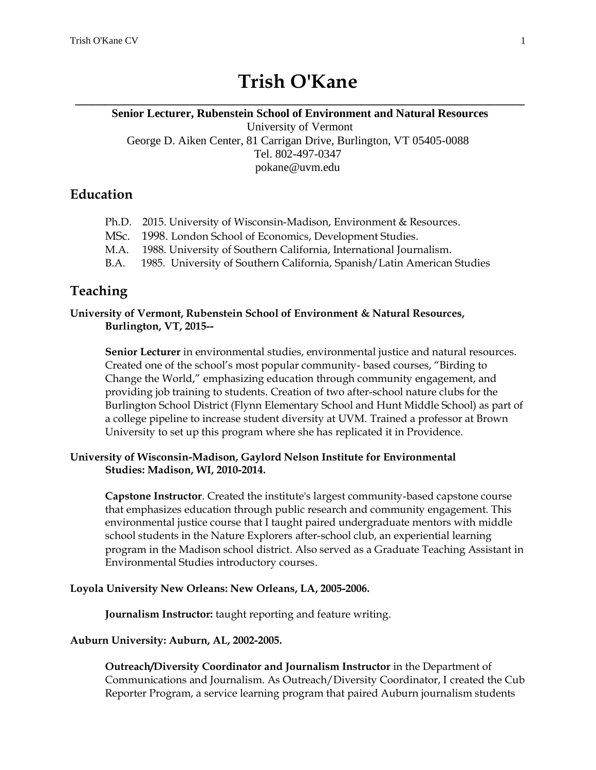# Trish O'Kane

**Senior Lecturer, Rubenstein School of Environment and Natural Resources**
University of Vermont
George D. Aiken Center, 81 Carrigan Drive, Burlington, VT 05405-0088
Tel. 802-497-0347
pokane@uvm.edu

## Education

Ph.D. 2015. University of Wisconsin-Madison, Environment & Resources.
MSc. 1998. London School of Economics, Development Studies.
M.A. 1988. University of Southern California, International Journalism.
B.A. 1985. University of Southern California, Spanish/Latin American Studies

## Teaching

**University of Vermont, Rubenstein School of Environment & Natural Resources, Burlington, VT, 2015--**

**Senior Lecturer** in environmental studies, environmental justice and natural resources. Created one of the school's most popular community- based courses, "Birding to Change the World," emphasizing education through community engagement, and providing job training to students. Creation of two after-school nature clubs for the Burlington School District (Flynn Elementary School and Hunt Middle School) as part of a college pipeline to increase student diversity at UVM. Trained a professor at Brown University to set up this program where she has replicated it in Providence.

**University of Wisconsin-Madison, Gaylord Nelson Institute for Environmental Studies: Madison, WI, 2010-2014.**

**Capstone Instructor**. Created the institute's largest community-based capstone course that emphasizes education through public research and community engagement. This environmental justice course that I taught paired undergraduate mentors with middle school students in the Nature Explorers after-school club, an experiential learning program in the Madison school district. Also served as a Graduate Teaching Assistant in Environmental Studies introductory courses.

**Loyola University New Orleans: New Orleans, LA, 2005-2006.**

**Journalism Instructor:** taught reporting and feature writing.

**Auburn University: Auburn, AL, 2002-2005.**

**Outreach/Diversity Coordinator and Journalism Instructor** in the Department of Communications and Journalism. As Outreach/Diversity Coordinator, I created the Cub Reporter Program, a service learning program that paired Auburn journalism students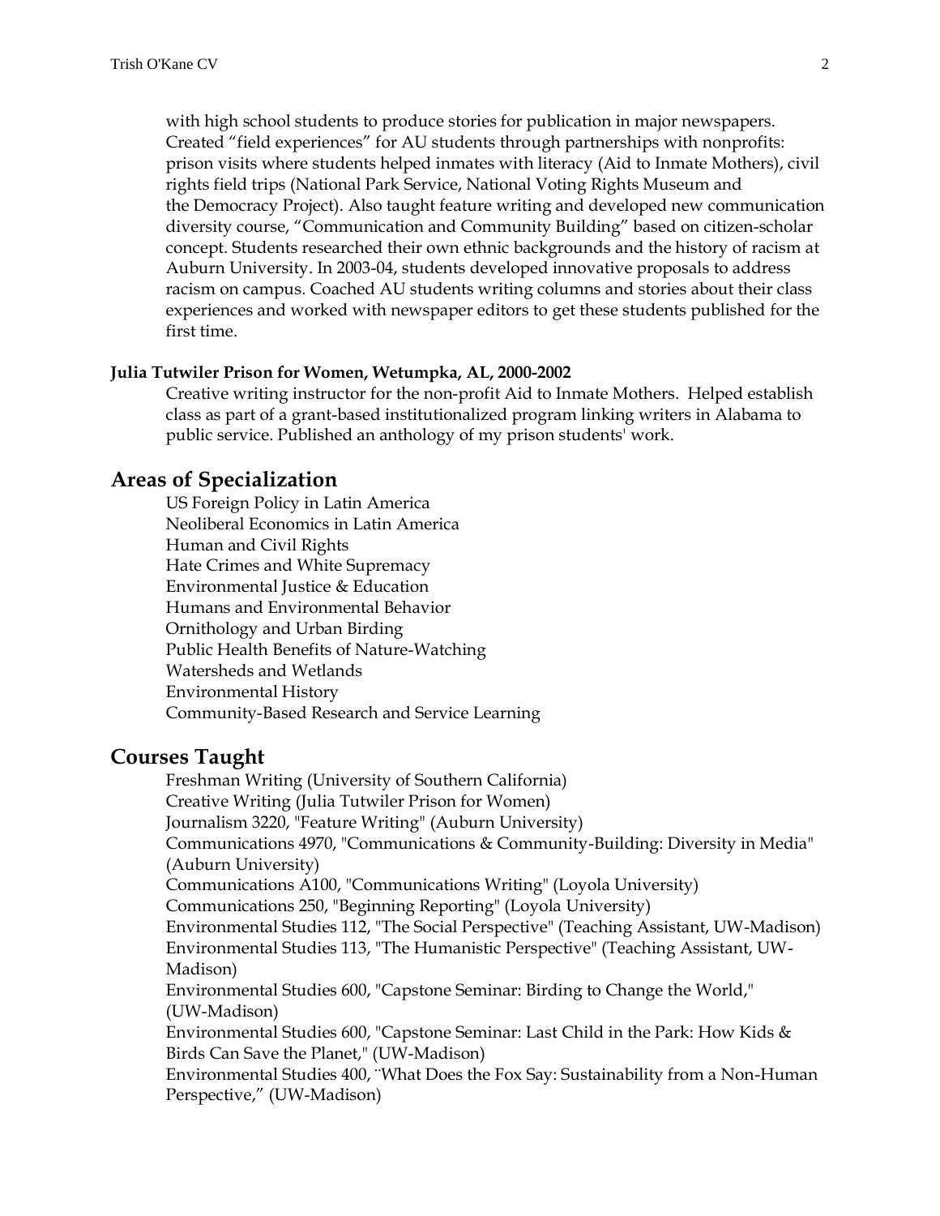with high school students to produce stories for publication in major newspapers. Created "field experiences" for AU students through partnerships with nonprofits: prison visits where students helped inmates with literacy (Aid to Inmate Mothers), civil rights field trips (National Park Service, National Voting Rights Museum and the Democracy Project). Also taught feature writing and developed new communication diversity course, "Communication and Community Building" based on citizen-scholar concept. Students researched their own ethnic backgrounds and the history of racism at Auburn University. In 2003-04, students developed innovative proposals to address racism on campus. Coached AU students writing columns and stories about their class experiences and worked with newspaper editors to get these students published for the first time.

**Julia Tutwiler Prison for Women, Wetumpka, AL, 2000-2002**

Creative writing instructor for the non-profit Aid to Inmate Mothers. Helped establish class as part of a grant-based institutionalized program linking writers in Alabama to public service. Published an anthology of my prison students' work.

## Areas of Specialization

US Foreign Policy in Latin America
Neoliberal Economics in Latin America
Human and Civil Rights
Hate Crimes and White Supremacy
Environmental Justice & Education
Humans and Environmental Behavior
Ornithology and Urban Birding
Public Health Benefits of Nature-Watching
Watersheds and Wetlands
Environmental History
Community-Based Research and Service Learning

## Courses Taught

Freshman Writing (University of Southern California)
Creative Writing (Julia Tutwiler Prison for Women)
Journalism 3220, "Feature Writing" (Auburn University)
Communications 4970, "Communications & Community-Building: Diversity in Media" (Auburn University)
Communications A100, "Communications Writing" (Loyola University)
Communications 250, "Beginning Reporting" (Loyola University)
Environmental Studies 112, "The Social Perspective" (Teaching Assistant, UW-Madison)
Environmental Studies 113, "The Humanistic Perspective" (Teaching Assistant, UW-Madison)
Environmental Studies 600, "Capstone Seminar: Birding to Change the World," (UW-Madison)
Environmental Studies 600, "Capstone Seminar: Last Child in the Park: How Kids & Birds Can Save the Planet," (UW-Madison)
Environmental Studies 400, ¨What Does the Fox Say: Sustainability from a Non-Human Perspective," (UW-Madison)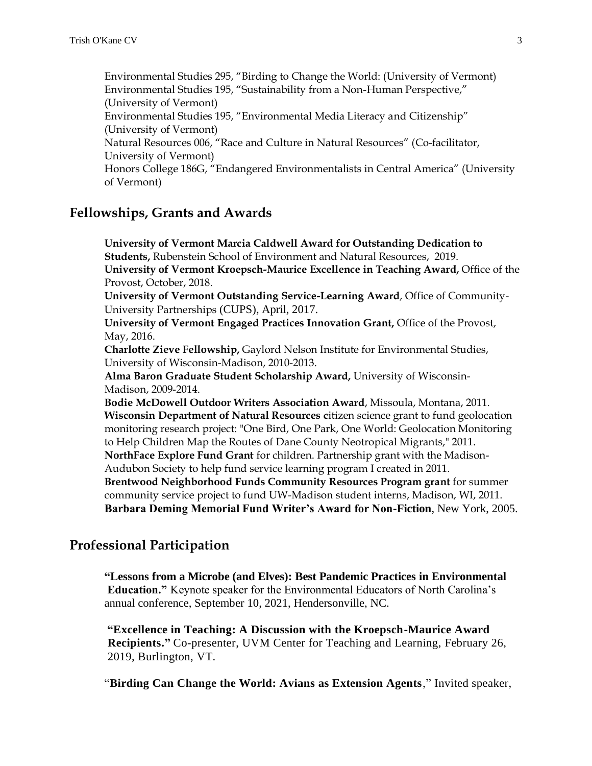Environmental Studies 295, "Birding to Change the World: (University of Vermont)
Environmental Studies 195, "Sustainability from a Non-Human Perspective," (University of Vermont)
Environmental Studies 195, "Environmental Media Literacy and Citizenship" (University of Vermont)
Natural Resources 006, "Race and Culture in Natural Resources" (Co-facilitator, University of Vermont)
Honors College 186G, "Endangered Environmentalists in Central America" (University of Vermont)

## Fellowships, Grants and Awards

**University of Vermont Marcia Caldwell Award for Outstanding Dedication to Students,** Rubenstein School of Environment and Natural Resources, 2019.
**University of Vermont Kroepsch-Maurice Excellence in Teaching Award,** Office of the Provost, October, 2018.
**University of Vermont Outstanding Service-Learning Award**, Office of Community-University Partnerships (CUPS), April, 2017.
**University of Vermont Engaged Practices Innovation Grant,** Office of the Provost, May, 2016.
**Charlotte Zieve Fellowship,** Gaylord Nelson Institute for Environmental Studies, University of Wisconsin-Madison, 2010-2013.
**Alma Baron Graduate Student Scholarship Award,** University of Wisconsin-Madison, 2009-2014.
**Bodie McDowell Outdoor Writers Association Award**, Missoula, Montana, 2011.
**Wisconsin Department of Natural Resources c**itizen science grant to fund geolocation monitoring research project: "One Bird, One Park, One World: Geolocation Monitoring to Help Children Map the Routes of Dane County Neotropical Migrants," 2011.
**NorthFace Explore Fund Grant** for children. Partnership grant with the Madison-Audubon Society to help fund service learning program I created in 2011.
**Brentwood Neighborhood Funds Community Resources Program grant** for summer community service project to fund UW-Madison student interns, Madison, WI, 2011.
**Barbara Deming Memorial Fund Writer's Award for Non-Fiction**, New York, 2005.

## Professional Participation

**"Lessons from a Microbe (and Elves): Best Pandemic Practices in Environmental Education."** Keynote speaker for the Environmental Educators of North Carolina's annual conference, September 10, 2021, Hendersonville, NC.

**"Excellence in Teaching: A Discussion with the Kroepsch-Maurice Award Recipients."** Co-presenter, UVM Center for Teaching and Learning, February 26, 2019, Burlington, VT.

"**Birding Can Change the World: Avians as Extension Agents**," Invited speaker,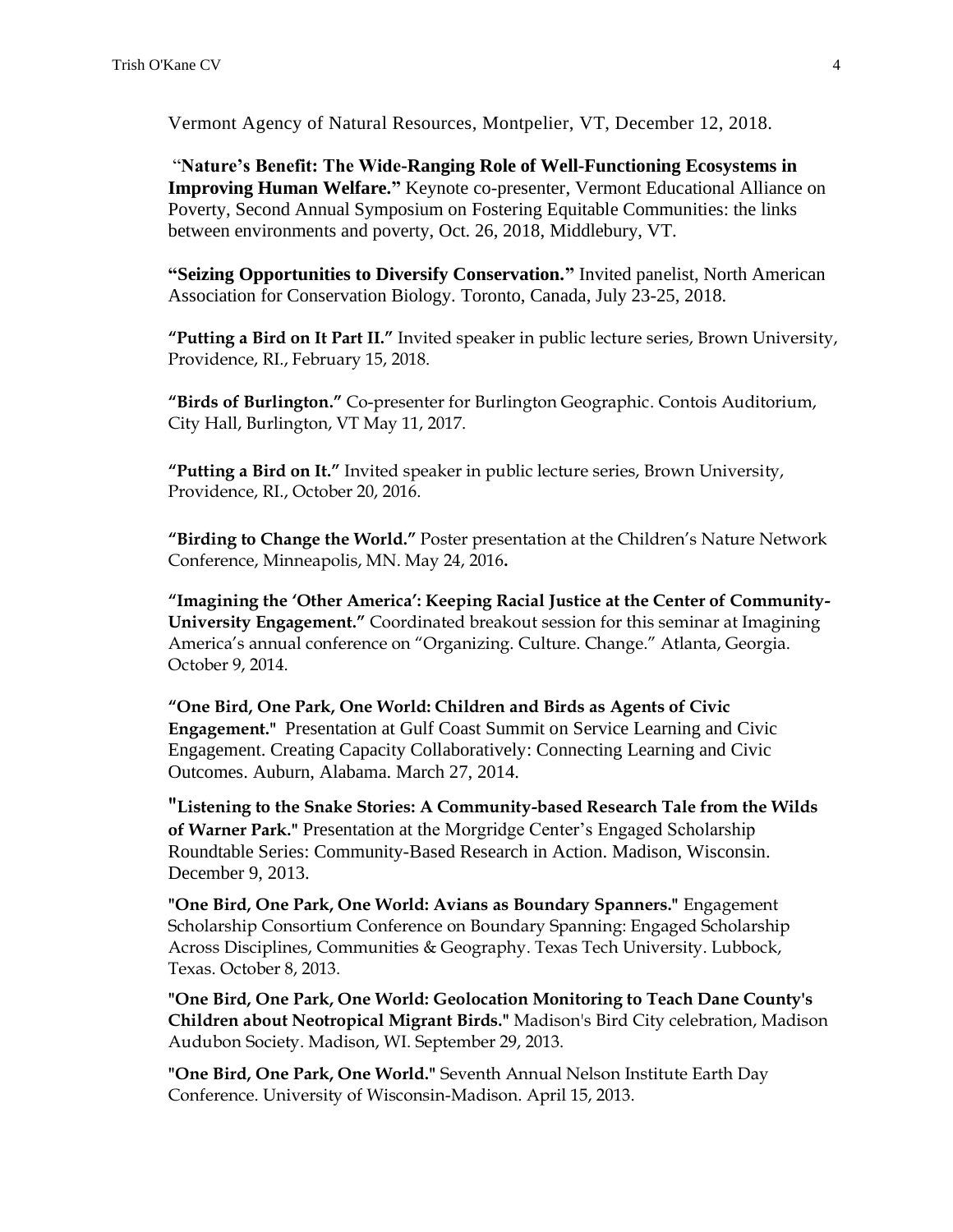Vermont Agency of Natural Resources, Montpelier, VT, December 12, 2018.

"**Nature's Benefit: The Wide-Ranging Role of Well-Functioning Ecosystems in Improving Human Welfare."** Keynote co-presenter, Vermont Educational Alliance on Poverty, Second Annual Symposium on Fostering Equitable Communities: the links between environments and poverty, Oct. 26, 2018, Middlebury, VT.

**"Seizing Opportunities to Diversify Conservation."** Invited panelist, North American Association for Conservation Biology. Toronto, Canada, July 23-25, 2018.

**"Putting a Bird on It Part II."** Invited speaker in public lecture series, Brown University, Providence, RI., February 15, 2018.

**"Birds of Burlington."** Co-presenter for Burlington Geographic. Contois Auditorium, City Hall, Burlington, VT May 11, 2017.

**"Putting a Bird on It."** Invited speaker in public lecture series, Brown University, Providence, RI., October 20, 2016.

**"Birding to Change the World."** Poster presentation at the Children's Nature Network Conference, Minneapolis, MN. May 24, 2016**.**

**"Imagining the 'Other America': Keeping Racial Justice at the Center of Community-University Engagement."** Coordinated breakout session for this seminar at Imagining America's annual conference on "Organizing. Culture. Change." Atlanta, Georgia. October 9, 2014.

**"One Bird, One Park, One World: Children and Birds as Agents of Civic Engagement."** Presentation at Gulf Coast Summit on Service Learning and Civic Engagement. Creating Capacity Collaboratively: Connecting Learning and Civic Outcomes. Auburn, Alabama. March 27, 2014.

**"Listening to the Snake Stories: A Community-based Research Tale from the Wilds of Warner Park."** Presentation at the Morgridge Center's Engaged Scholarship Roundtable Series: Community-Based Research in Action. Madison, Wisconsin. December 9, 2013.

**"One Bird, One Park, One World: Avians as Boundary Spanners."** Engagement Scholarship Consortium Conference on Boundary Spanning: Engaged Scholarship Across Disciplines, Communities & Geography. Texas Tech University. Lubbock, Texas. October 8, 2013.

**"One Bird, One Park, One World: Geolocation Monitoring to Teach Dane County's Children about Neotropical Migrant Birds."** Madison's Bird City celebration, Madison Audubon Society. Madison, WI. September 29, 2013.

**"One Bird, One Park, One World."** Seventh Annual Nelson Institute Earth Day Conference. University of Wisconsin-Madison. April 15, 2013.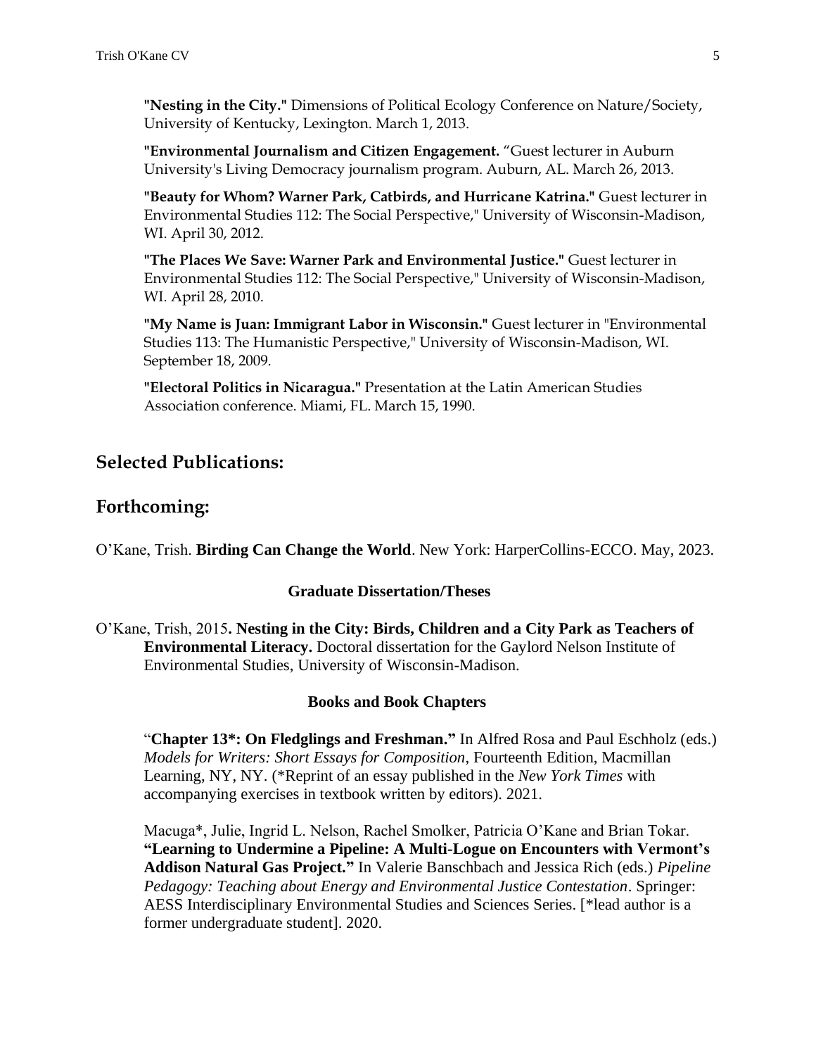**"Nesting in the City."** Dimensions of Political Ecology Conference on Nature/Society, University of Kentucky, Lexington. March 1, 2013.

**"Environmental Journalism and Citizen Engagement.** "Guest lecturer in Auburn University's Living Democracy journalism program. Auburn, AL. March 26, 2013.

**"Beauty for Whom? Warner Park, Catbirds, and Hurricane Katrina."** Guest lecturer in Environmental Studies 112: The Social Perspective," University of Wisconsin-Madison, WI. April 30, 2012.

**"The Places We Save: Warner Park and Environmental Justice."** Guest lecturer in Environmental Studies 112: The Social Perspective," University of Wisconsin-Madison, WI. April 28, 2010.

**"My Name is Juan: Immigrant Labor in Wisconsin."** Guest lecturer in "Environmental Studies 113: The Humanistic Perspective," University of Wisconsin-Madison, WI. September 18, 2009.

**"Electoral Politics in Nicaragua."** Presentation at the Latin American Studies Association conference. Miami, FL. March 15, 1990.

## Selected Publications:

## Forthcoming:

O'Kane, Trish. **Birding Can Change the World**. New York: HarperCollins-ECCO. May, 2023.

### Graduate Dissertation/Theses

O'Kane, Trish, 2015**. Nesting in the City: Birds, Children and a City Park as Teachers of Environmental Literacy.** Doctoral dissertation for the Gaylord Nelson Institute of Environmental Studies, University of Wisconsin-Madison.

### Books and Book Chapters

"**Chapter 13*: On Fledglings and Freshman."** In Alfred Rosa and Paul Eschholz (eds.) *Models for Writers: Short Essays for Composition*, Fourteenth Edition, Macmillan Learning, NY, NY. (*Reprint of an essay published in the *New York Times* with accompanying exercises in textbook written by editors). 2021.

Macuga*, Julie, Ingrid L. Nelson, Rachel Smolker, Patricia O'Kane and Brian Tokar. **"Learning to Undermine a Pipeline: A Multi-Logue on Encounters with Vermont's Addison Natural Gas Project."** In Valerie Banschbach and Jessica Rich (eds.) *Pipeline Pedagogy: Teaching about Energy and Environmental Justice Contestation*. Springer: AESS Interdisciplinary Environmental Studies and Sciences Series. [*lead author is a former undergraduate student]. 2020.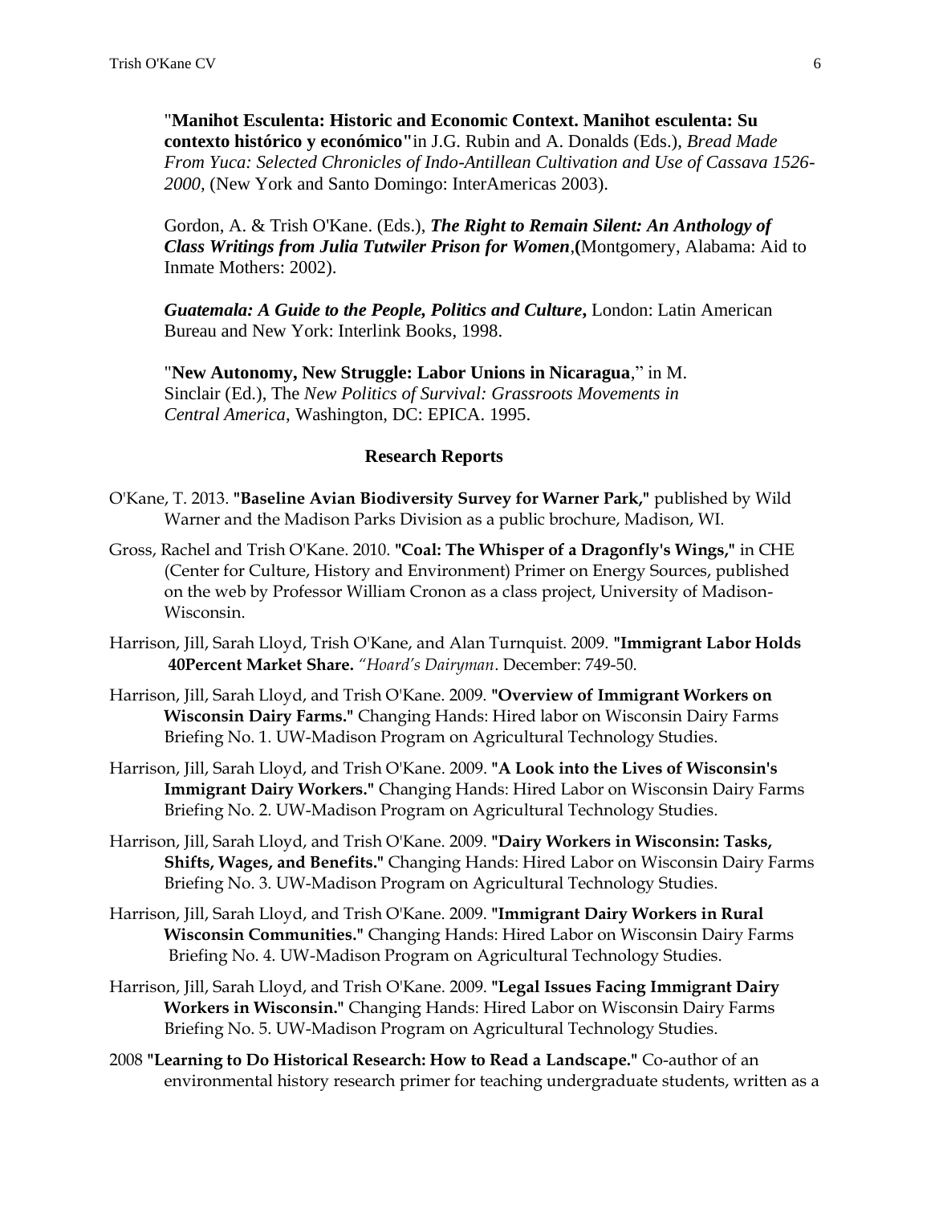"**Manihot Esculenta: Historic and Economic Context. Manihot esculenta: Su contexto histórico y económico"** in J.G. Rubin and A. Donalds (Eds.), *Bread Made From Yuca: Selected Chronicles of Indo-Antillean Cultivation and Use of Cassava 1526-2000*, (New York and Santo Domingo: InterAmericas 2003).

Gordon, A. & Trish O'Kane. (Eds.), ***The Right to Remain Silent: An Anthology of Class Writings from Julia Tutwiler Prison for Women***,**(**Montgomery, Alabama: Aid to Inmate Mothers: 2002).

***Guatemala: A Guide to the People, Politics and Culture*,** London: Latin American Bureau and New York: Interlink Books, 1998.

"**New Autonomy, New Struggle: Labor Unions in Nicaragua**," in M. Sinclair (Ed.), The *New Politics of Survival: Grassroots Movements in Central America*, Washington, DC: EPICA. 1995.

## Research Reports

O'Kane, T. 2013. **"Baseline Avian Biodiversity Survey for Warner Park,"** published by Wild Warner and the Madison Parks Division as a public brochure, Madison, WI.

Gross, Rachel and Trish O'Kane. 2010. **"Coal: The Whisper of a Dragonfly's Wings,"** in CHE (Center for Culture, History and Environment) Primer on Energy Sources, published on the web by Professor William Cronon as a class project, University of Madison-Wisconsin.

Harrison, Jill, Sarah Lloyd, Trish O'Kane, and Alan Turnquist. 2009. **"Immigrant Labor Holds 40Percent Market Share.** *"Hoard's Dairyman*. December: 749-50.

Harrison, Jill, Sarah Lloyd, and Trish O'Kane. 2009. **"Overview of Immigrant Workers on Wisconsin Dairy Farms."** Changing Hands: Hired labor on Wisconsin Dairy Farms Briefing No. 1. UW-Madison Program on Agricultural Technology Studies.

Harrison, Jill, Sarah Lloyd, and Trish O'Kane. 2009. **"A Look into the Lives of Wisconsin's Immigrant Dairy Workers."** Changing Hands: Hired Labor on Wisconsin Dairy Farms Briefing No. 2. UW-Madison Program on Agricultural Technology Studies.

Harrison, Jill, Sarah Lloyd, and Trish O'Kane. 2009. **"Dairy Workers in Wisconsin: Tasks, Shifts, Wages, and Benefits."** Changing Hands: Hired Labor on Wisconsin Dairy Farms Briefing No. 3. UW-Madison Program on Agricultural Technology Studies.

Harrison, Jill, Sarah Lloyd, and Trish O'Kane. 2009. **"Immigrant Dairy Workers in Rural Wisconsin Communities."** Changing Hands: Hired Labor on Wisconsin Dairy Farms Briefing No. 4. UW-Madison Program on Agricultural Technology Studies.

Harrison, Jill, Sarah Lloyd, and Trish O'Kane. 2009. **"Legal Issues Facing Immigrant Dairy Workers in Wisconsin."** Changing Hands: Hired Labor on Wisconsin Dairy Farms Briefing No. 5. UW-Madison Program on Agricultural Technology Studies.

2008 **"Learning to Do Historical Research: How to Read a Landscape."** Co-author of an environmental history research primer for teaching undergraduate students, written as a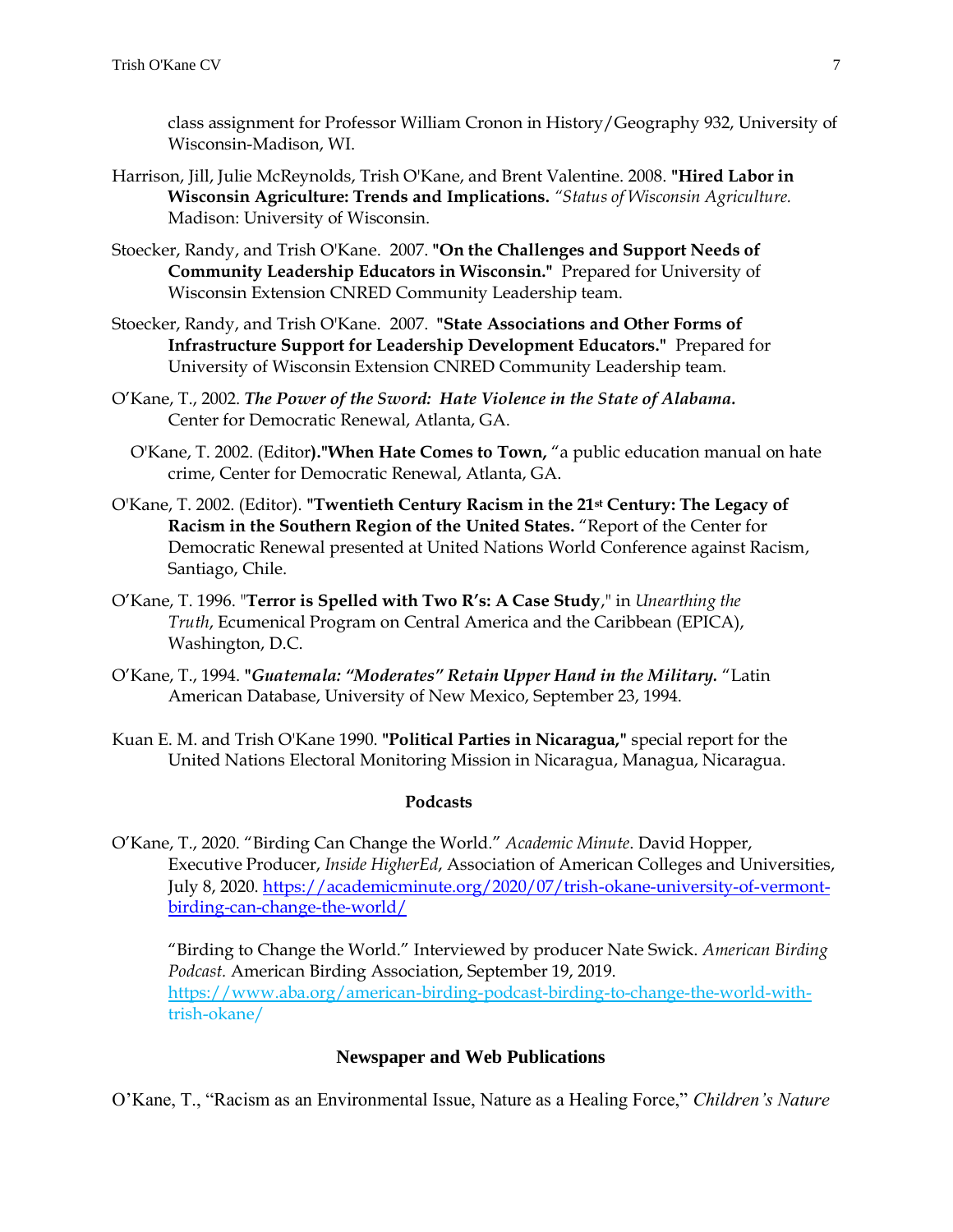class assignment for Professor William Cronon in History/Geography 932, University of Wisconsin-Madison, WI.

Harrison, Jill, Julie McReynolds, Trish O'Kane, and Brent Valentine. 2008. **"Hired Labor in Wisconsin Agriculture: Trends and Implications.** *"Status of Wisconsin Agriculture.* Madison: University of Wisconsin.

Stoecker, Randy, and Trish O'Kane. 2007. **"On the Challenges and Support Needs of Community Leadership Educators in Wisconsin."** Prepared for University of Wisconsin Extension CNRED Community Leadership team.

Stoecker, Randy, and Trish O'Kane. 2007. **"State Associations and Other Forms of Infrastructure Support for Leadership Development Educators."** Prepared for University of Wisconsin Extension CNRED Community Leadership team.

O'Kane, T., 2002. ***The Power of the Sword: Hate Violence in the State of Alabama.*** Center for Democratic Renewal, Atlanta, GA.

O'Kane, T. 2002. (Editor**)."When Hate Comes to Town,** "a public education manual on hate crime, Center for Democratic Renewal, Atlanta, GA.

O'Kane, T. 2002. (Editor). **"Twentieth Century Racism in the 21st Century: The Legacy of Racism in the Southern Region of the United States.** "Report of the Center for Democratic Renewal presented at United Nations World Conference against Racism, Santiago, Chile.

O'Kane, T. 1996. "**Terror is Spelled with Two R's: A Case Study**," in *Unearthing the Truth*, Ecumenical Program on Central America and the Caribbean (EPICA), Washington, D.C.

O'Kane, T., 1994. **"*Guatemala: "Moderates" Retain Upper Hand in the Military.*** "Latin American Database, University of New Mexico, September 23, 1994.

Kuan E. M. and Trish O'Kane 1990. **"Political Parties in Nicaragua,"** special report for the United Nations Electoral Monitoring Mission in Nicaragua, Managua, Nicaragua.

## Podcasts

O'Kane, T., 2020. "Birding Can Change the World." *Academic Minute*. David Hopper, Executive Producer, *Inside HigherEd*, Association of American Colleges and Universities, July 8, 2020. https://academicminute.org/2020/07/trish-okane-university-of-vermont-birding-can-change-the-world/

"Birding to Change the World." Interviewed by producer Nate Swick. *American Birding Podcast.* American Birding Association, September 19, 2019. https://www.aba.org/american-birding-podcast-birding-to-change-the-world-with-trish-okane/

## Newspaper and Web Publications

O'Kane, T., "Racism as an Environmental Issue, Nature as a Healing Force," *Children's Nature*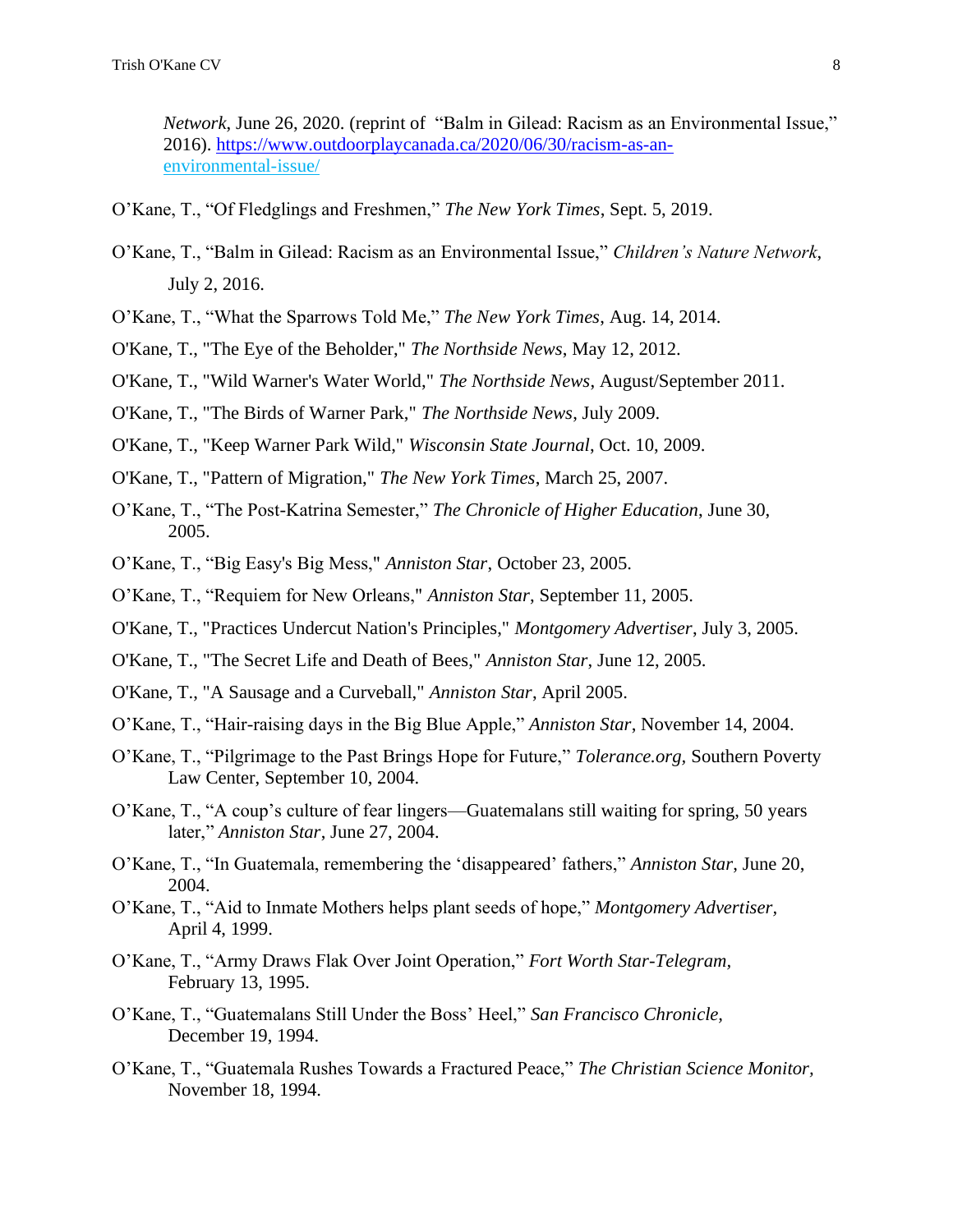*Network*, June 26, 2020. (reprint of "Balm in Gilead: Racism as an Environmental Issue," 2016). [https://www.outdoorplaycanada.ca/2020/06/30/racism-as-an-environmental-issue/](https://www.outdoorplaycanada.ca/2020/06/30/racism-as-an-environmental-issue/)

O'Kane, T., "Of Fledglings and Freshmen," *The New York Times*, Sept. 5, 2019.

O'Kane, T., "Balm in Gilead: Racism as an Environmental Issue," *Children's Nature Network*, July 2, 2016.

O'Kane, T., "What the Sparrows Told Me," *The New York Times*, Aug. 14, 2014.

O'Kane, T., "The Eye of the Beholder," *The Northside News*, May 12, 2012.

O'Kane, T., "Wild Warner's Water World," *The Northside News*, August/September 2011.

O'Kane, T., "The Birds of Warner Park," *The Northside News*, July 2009.

O'Kane, T., "Keep Warner Park Wild," *Wisconsin State Journal*, Oct. 10, 2009.

O'Kane, T., "Pattern of Migration," *The New York Times*, March 25, 2007.

O'Kane, T., "The Post-Katrina Semester," *The Chronicle of Higher Education*, June 30, 2005.

O'Kane, T., "Big Easy's Big Mess," *Anniston Star*, October 23, 2005.

O'Kane, T., "Requiem for New Orleans," *Anniston Star*, September 11, 2005.

O'Kane, T., "Practices Undercut Nation's Principles," *Montgomery Advertiser*, July 3, 2005.

O'Kane, T., "The Secret Life and Death of Bees," *Anniston Star*, June 12, 2005.

O'Kane, T., "A Sausage and a Curveball," *Anniston Star*, April 2005.

O'Kane, T., "Hair-raising days in the Big Blue Apple," *Anniston Star*, November 14, 2004.

O'Kane, T., "Pilgrimage to the Past Brings Hope for Future," *Tolerance.org*, Southern Poverty Law Center, September 10, 2004.

O'Kane, T., "A coup's culture of fear lingers—Guatemalans still waiting for spring, 50 years later," *Anniston Star*, June 27, 2004.

O'Kane, T., "In Guatemala, remembering the 'disappeared' fathers," *Anniston Star*, June 20, 2004.

O'Kane, T., "Aid to Inmate Mothers helps plant seeds of hope," *Montgomery Advertiser*, April 4, 1999.

O'Kane, T., "Army Draws Flak Over Joint Operation," *Fort Worth Star-Telegram*, February 13, 1995.

O'Kane, T., "Guatemalans Still Under the Boss' Heel," *San Francisco Chronicle*, December 19, 1994.

O'Kane, T., "Guatemala Rushes Towards a Fractured Peace," *The Christian Science Monitor*, November 18, 1994.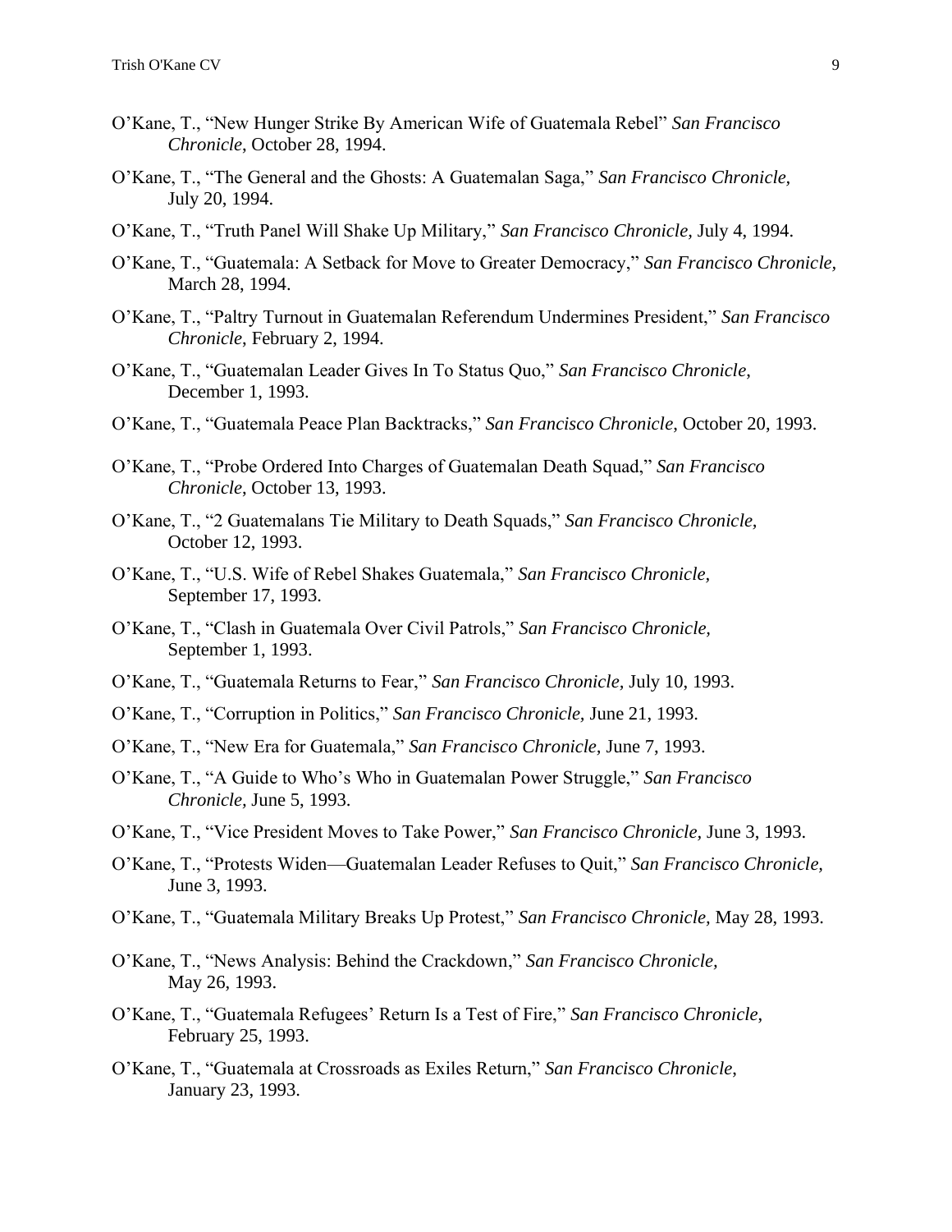O'Kane, T., "New Hunger Strike By American Wife of Guatemala Rebel" *San Francisco Chronicle,* October 28, 1994.

O'Kane, T., "The General and the Ghosts: A Guatemalan Saga," *San Francisco Chronicle,* July 20, 1994.

O'Kane, T., "Truth Panel Will Shake Up Military," *San Francisco Chronicle,* July 4, 1994.

O'Kane, T., "Guatemala: A Setback for Move to Greater Democracy," *San Francisco Chronicle,* March 28, 1994.

O'Kane, T., "Paltry Turnout in Guatemalan Referendum Undermines President," *San Francisco Chronicle*, February 2, 1994.

O'Kane, T., "Guatemalan Leader Gives In To Status Quo," *San Francisco Chronicle,* December 1, 1993.

O'Kane, T., "Guatemala Peace Plan Backtracks," *San Francisco Chronicle,* October 20, 1993.

O'Kane, T., "Probe Ordered Into Charges of Guatemalan Death Squad," *San Francisco Chronicle*, October 13, 1993.

O'Kane, T., "2 Guatemalans Tie Military to Death Squads," *San Francisco Chronicle,* October 12, 1993.

O'Kane, T., "U.S. Wife of Rebel Shakes Guatemala," *San Francisco Chronicle,* September 17, 1993.

O'Kane, T., "Clash in Guatemala Over Civil Patrols," *San Francisco Chronicle,* September 1, 1993.

O'Kane, T., "Guatemala Returns to Fear," *San Francisco Chronicle*, July 10, 1993.

O'Kane, T., "Corruption in Politics," *San Francisco Chronicle,* June 21, 1993.

O'Kane, T., "New Era for Guatemala," *San Francisco Chronicle,* June 7, 1993.

O'Kane, T., "A Guide to Who's Who in Guatemalan Power Struggle," *San Francisco Chronicle,* June 5, 1993.

O'Kane, T., "Vice President Moves to Take Power," *San Francisco Chronicle,* June 3, 1993.

O'Kane, T., "Protests Widen—Guatemalan Leader Refuses to Quit," *San Francisco Chronicle,* June 3, 1993.

O'Kane, T., "Guatemala Military Breaks Up Protest," *San Francisco Chronicle,* May 28, 1993.

O'Kane, T., "News Analysis: Behind the Crackdown," *San Francisco Chronicle,* May 26, 1993.

O'Kane, T., "Guatemala Refugees' Return Is a Test of Fire," *San Francisco Chronicle*, February 25, 1993.

O'Kane, T., "Guatemala at Crossroads as Exiles Return," *San Francisco Chronicle*, January 23, 1993.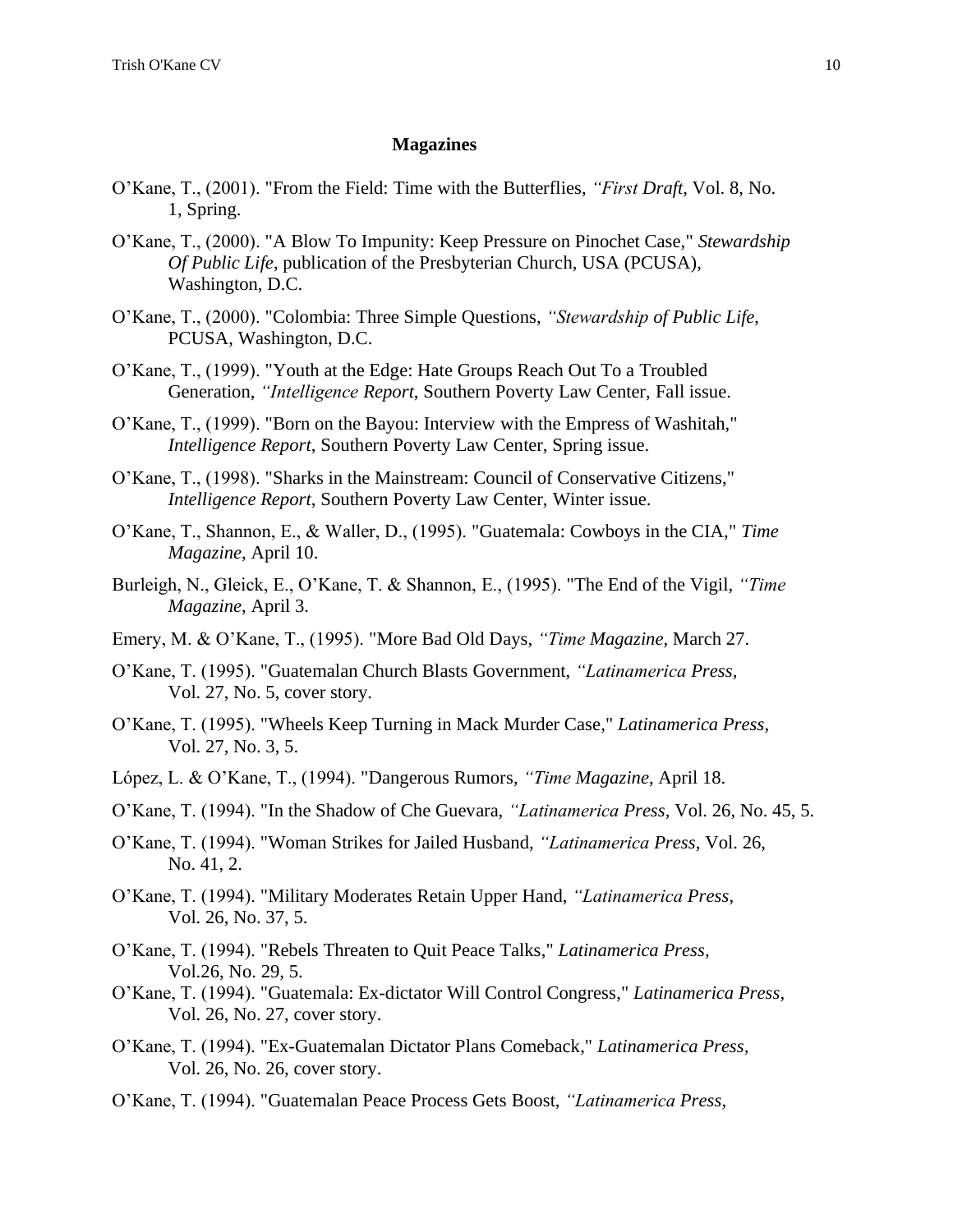## Magazines

O'Kane, T., (2001). "From the Field: Time with the Butterflies, *"First Draft*, Vol. 8, No. 1, Spring.

O'Kane, T., (2000). "A Blow To Impunity: Keep Pressure on Pinochet Case," *Stewardship Of Public Life*, publication of the Presbyterian Church, USA (PCUSA), Washington, D.C.

O'Kane, T., (2000). "Colombia: Three Simple Questions, *"Stewardship of Public Life*, PCUSA, Washington, D.C.

O'Kane, T., (1999). "Youth at the Edge: Hate Groups Reach Out To a Troubled Generation, *"Intelligence Report*, Southern Poverty Law Center, Fall issue.

O'Kane, T., (1999). "Born on the Bayou: Interview with the Empress of Washitah," *Intelligence Report*, Southern Poverty Law Center, Spring issue.

O'Kane, T., (1998). "Sharks in the Mainstream: Council of Conservative Citizens," *Intelligence Report*, Southern Poverty Law Center, Winter issue.

O'Kane, T., Shannon, E., & Waller, D., (1995). "Guatemala: Cowboys in the CIA," *Time Magazine*, April 10.

Burleigh, N., Gleick, E., O'Kane, T. & Shannon, E., (1995). "The End of the Vigil, *"Time Magazine*, April 3.

Emery, M. & O'Kane, T., (1995). "More Bad Old Days, *"Time Magazine*, March 27.

O'Kane, T. (1995). "Guatemalan Church Blasts Government, *"Latinamerica Press,* Vol. 27, No. 5, cover story.

O'Kane, T. (1995). "Wheels Keep Turning in Mack Murder Case," *Latinamerica Press,* Vol. 27, No. 3, 5.

López, L. & O'Kane, T., (1994). "Dangerous Rumors, *"Time Magazine*, April 18.

O'Kane, T. (1994). "In the Shadow of Che Guevara, *"Latinamerica Press*, Vol. 26, No. 45, 5.

O'Kane, T. (1994). "Woman Strikes for Jailed Husband, *"Latinamerica Press*, Vol. 26, No. 41, 2.

O'Kane, T. (1994). "Military Moderates Retain Upper Hand, *"Latinamerica Press,* Vol. 26, No. 37, 5.

O'Kane, T. (1994). "Rebels Threaten to Quit Peace Talks," *Latinamerica Press,* Vol.26, No. 29, 5.

O'Kane, T. (1994). "Guatemala: Ex-dictator Will Control Congress," *Latinamerica Press*, Vol. 26, No. 27, cover story.

O'Kane, T. (1994). "Ex-Guatemalan Dictator Plans Comeback," *Latinamerica Press*, Vol. 26, No. 26, cover story.

O'Kane, T. (1994). "Guatemalan Peace Process Gets Boost, *"Latinamerica Press,*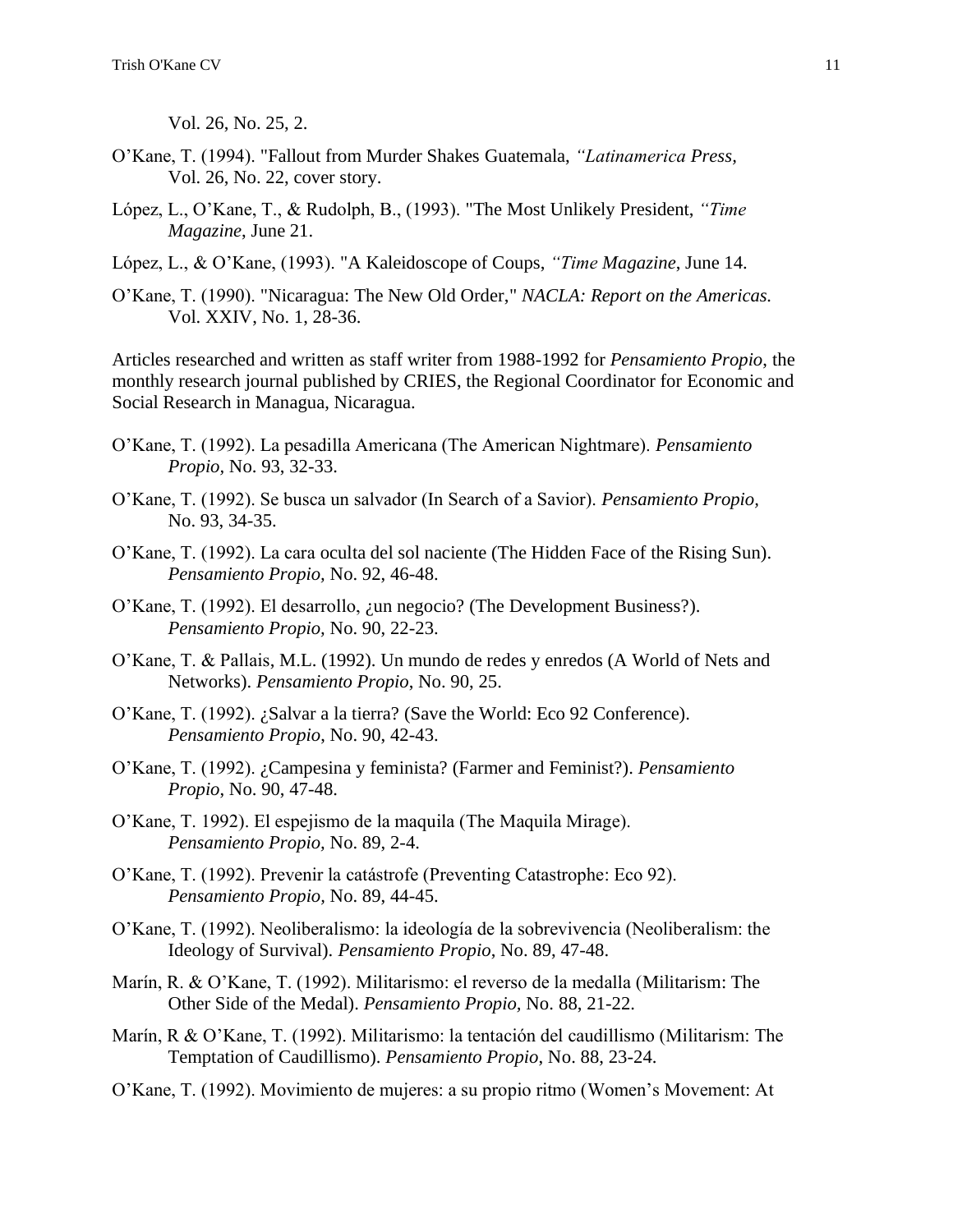Vol. 26, No. 25, 2.

O'Kane, T. (1994). "Fallout from Murder Shakes Guatemala, *"Latinamerica Press*, Vol. 26, No. 22, cover story.

López, L., O'Kane, T., & Rudolph, B., (1993). "The Most Unlikely President, *"Time Magazine*, June 21.

López, L., & O'Kane, (1993). "A Kaleidoscope of Coups, *"Time Magazine*, June 14.

O'Kane, T. (1990). "Nicaragua: The New Old Order," *NACLA: Report on the Americas.* Vol. XXIV, No. 1, 28-36.

Articles researched and written as staff writer from 1988-1992 for *Pensamiento Propio*, the monthly research journal published by CRIES, the Regional Coordinator for Economic and Social Research in Managua, Nicaragua.

O'Kane, T. (1992). La pesadilla Americana (The American Nightmare). *Pensamiento Propio,* No. 93, 32-33.

O'Kane, T. (1992). Se busca un salvador (In Search of a Savior). *Pensamiento Propio,* No. 93, 34-35.

O'Kane, T. (1992). La cara oculta del sol naciente (The Hidden Face of the Rising Sun). *Pensamiento Propio,* No. 92, 46-48.

O'Kane, T. (1992). El desarrollo, ¿un negocio? (The Development Business?). *Pensamiento Propio,* No. 90, 22-23.

O'Kane, T. & Pallais, M.L. (1992). Un mundo de redes y enredos (A World of Nets and Networks). *Pensamiento Propio*, No. 90, 25.

O'Kane, T. (1992). ¿Salvar a la tierra? (Save the World: Eco 92 Conference). *Pensamiento Propio*, No. 90, 42-43.

O'Kane, T. (1992). ¿Campesina y feminista? (Farmer and Feminist?). *Pensamiento Propio*, No. 90, 47-48.

O'Kane, T. 1992). El espejismo de la maquila (The Maquila Mirage). *Pensamiento Propio,* No. 89, 2-4.

O'Kane, T. (1992). Prevenir la catástrofe (Preventing Catastrophe: Eco 92). *Pensamiento Propio*, No. 89, 44-45.

O'Kane, T. (1992). Neoliberalismo: la ideología de la sobrevivencia (Neoliberalism: the Ideology of Survival). *Pensamiento Propio*, No. 89, 47-48.

Marín, R. & O'Kane, T. (1992). Militarismo: el reverso de la medalla (Militarism: The Other Side of the Medal). *Pensamiento Propio,* No. 88, 21-22.

Marín, R & O'Kane, T. (1992). Militarismo: la tentación del caudillismo (Militarism: The Temptation of Caudillismo). *Pensamiento Propio*, No. 88, 23-24.

O'Kane, T. (1992). Movimiento de mujeres: a su propio ritmo (Women's Movement: At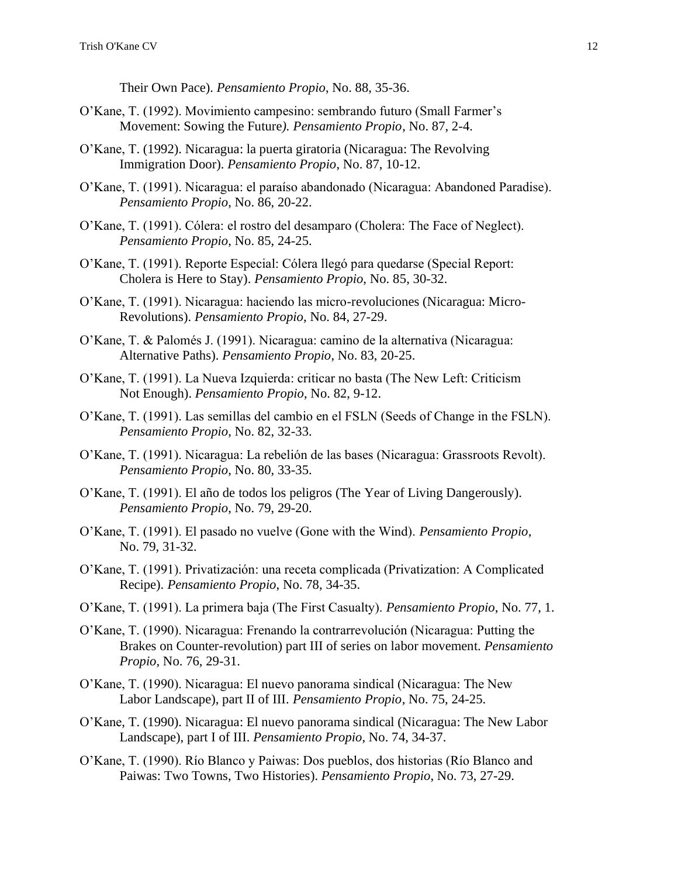Their Own Pace). *Pensamiento Propio*, No. 88, 35-36.

O'Kane, T. (1992). Movimiento campesino: sembrando futuro (Small Farmer's Movement: Sowing the Future*). Pensamiento Propio*, No. 87, 2-4.

O'Kane, T. (1992). Nicaragua: la puerta giratoria (Nicaragua: The Revolving Immigration Door). *Pensamiento Propio*, No. 87, 10-12.

O'Kane, T. (1991). Nicaragua: el paraíso abandonado (Nicaragua: Abandoned Paradise). *Pensamiento Propio*, No. 86, 20-22.

O'Kane, T. (1991). Cólera: el rostro del desamparo (Cholera: The Face of Neglect). *Pensamiento Propio*, No. 85, 24-25.

O'Kane, T. (1991). Reporte Especial: Cólera llegó para quedarse (Special Report: Cholera is Here to Stay). *Pensamiento Propio*, No. 85, 30-32.

O'Kane, T. (1991). Nicaragua: haciendo las micro-revoluciones (Nicaragua: Micro-Revolutions). *Pensamiento Propio*, No. 84, 27-29.

O'Kane, T. & Palomés J. (1991). Nicaragua: camino de la alternativa (Nicaragua: Alternative Paths). *Pensamiento Propio*, No. 83, 20-25.

O'Kane, T. (1991). La Nueva Izquierda: criticar no basta (The New Left: Criticism Not Enough). *Pensamiento Propio*, No. 82, 9-12.

O'Kane, T. (1991). Las semillas del cambio en el FSLN (Seeds of Change in the FSLN). *Pensamiento Propio*, No. 82, 32-33.

O'Kane, T. (1991). Nicaragua: La rebelión de las bases (Nicaragua: Grassroots Revolt). *Pensamiento Propio*, No. 80, 33-35.

O'Kane, T. (1991). El año de todos los peligros (The Year of Living Dangerously). *Pensamiento Propio*, No. 79, 29-20.

O'Kane, T. (1991). El pasado no vuelve (Gone with the Wind). *Pensamiento Propio*, No. 79, 31-32.

O'Kane, T. (1991). Privatización: una receta complicada (Privatization: A Complicated Recipe). *Pensamiento Propio*, No. 78, 34-35.

O'Kane, T. (1991). La primera baja (The First Casualty). *Pensamiento Propio*, No. 77, 1.

O'Kane, T. (1990). Nicaragua: Frenando la contrarrevolución (Nicaragua: Putting the Brakes on Counter-revolution) part III of series on labor movement. *Pensamiento Propio*, No. 76, 29-31.

O'Kane, T. (1990). Nicaragua: El nuevo panorama sindical (Nicaragua: The New Labor Landscape), part II of III. *Pensamiento Propio*, No. 75, 24-25.

O'Kane, T. (1990). Nicaragua: El nuevo panorama sindical (Nicaragua: The New Labor Landscape), part I of III. *Pensamiento Propio*, No. 74, 34-37.

O'Kane, T. (1990). Río Blanco y Paiwas: Dos pueblos, dos historias (Río Blanco and Paiwas: Two Towns, Two Histories). *Pensamiento Propio*, No. 73, 27-29.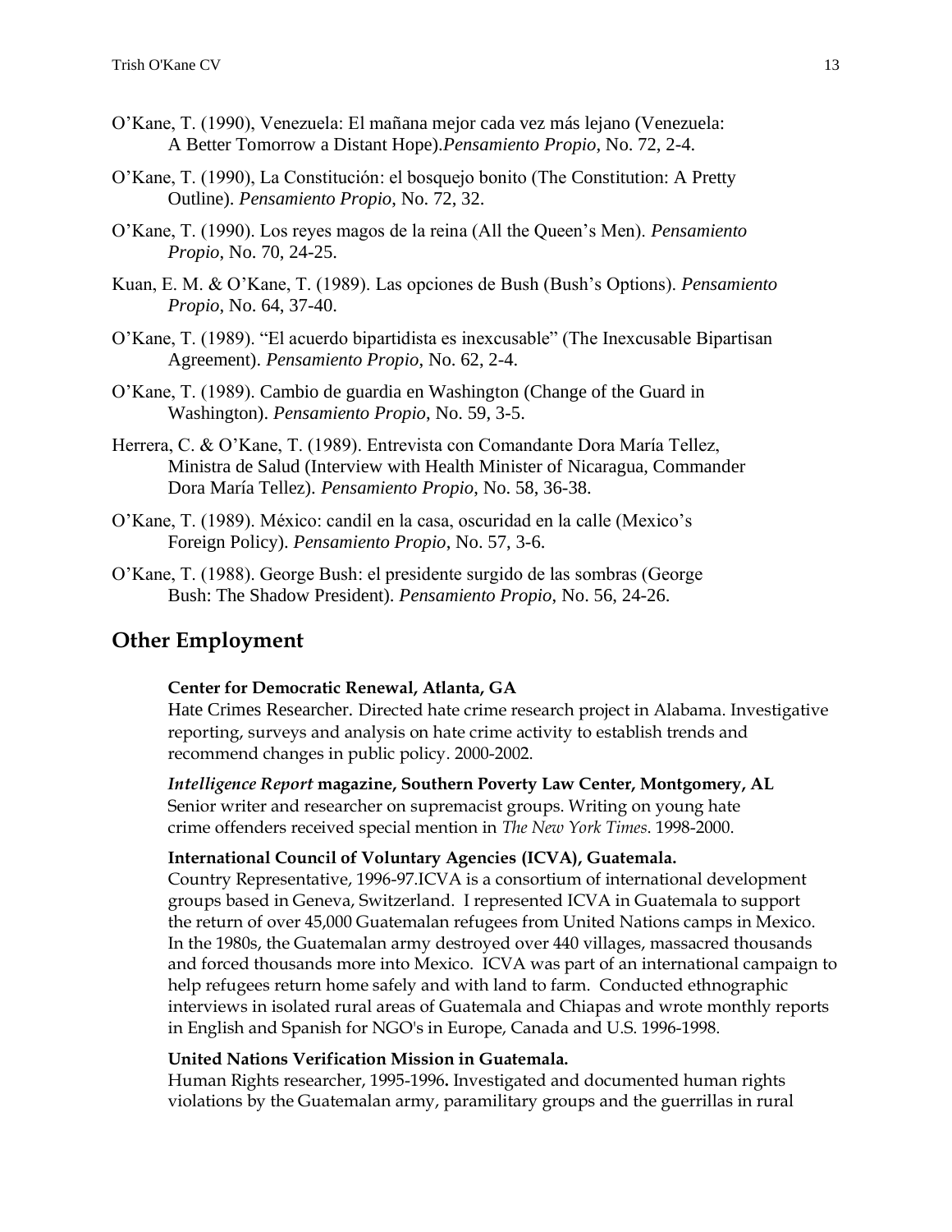O'Kane, T. (1990), Venezuela: El mañana mejor cada vez más lejano (Venezuela: A Better Tomorrow a Distant Hope).*Pensamiento Propio*, No. 72, 2-4.

O'Kane, T. (1990), La Constitución: el bosquejo bonito (The Constitution: A Pretty Outline). *Pensamiento Propio*, No. 72, 32.

O'Kane, T. (1990). Los reyes magos de la reina (All the Queen's Men). *Pensamiento Propio*, No. 70, 24-25.

Kuan, E. M. & O'Kane, T. (1989). Las opciones de Bush (Bush's Options). *Pensamiento Propio*, No. 64, 37-40.

O'Kane, T. (1989). "El acuerdo bipartidista es inexcusable" (The Inexcusable Bipartisan Agreement). *Pensamiento Propio*, No. 62, 2-4.

O'Kane, T. (1989). Cambio de guardia en Washington (Change of the Guard in Washington). *Pensamiento Propio*, No. 59, 3-5.

Herrera, C. & O'Kane, T. (1989). Entrevista con Comandante Dora María Tellez, Ministra de Salud (Interview with Health Minister of Nicaragua, Commander Dora María Tellez). *Pensamiento Propio*, No. 58, 36-38.

O'Kane, T. (1989). México: candil en la casa, oscuridad en la calle (Mexico's Foreign Policy). *Pensamiento Propio*, No. 57, 3-6.

O'Kane, T. (1988). George Bush: el presidente surgido de las sombras (George Bush: The Shadow President). *Pensamiento Propio*, No. 56, 24-26.

## Other Employment

**Center for Democratic Renewal, Atlanta, GA**
Hate Crimes Researcher. Directed hate crime research project in Alabama. Investigative reporting, surveys and analysis on hate crime activity to establish trends and recommend changes in public policy. 2000-2002.

***Intelligence Report* magazine, Southern Poverty Law Center, Montgomery, AL**
Senior writer and researcher on supremacist groups. Writing on young hate crime offenders received special mention in *The New York Times*. 1998-2000.

**International Council of Voluntary Agencies (ICVA), Guatemala.**
Country Representative, 1996-97.ICVA is a consortium of international development groups based in Geneva, Switzerland. I represented ICVA in Guatemala to support the return of over 45,000 Guatemalan refugees from United Nations camps in Mexico. In the 1980s, the Guatemalan army destroyed over 440 villages, massacred thousands and forced thousands more into Mexico. ICVA was part of an international campaign to help refugees return home safely and with land to farm. Conducted ethnographic interviews in isolated rural areas of Guatemala and Chiapas and wrote monthly reports in English and Spanish for NGO's in Europe, Canada and U.S. 1996-1998.

**United Nations Verification Mission in Guatemala.**
Human Rights researcher, 1995-1996**.** Investigated and documented human rights violations by the Guatemalan army, paramilitary groups and the guerrillas in rural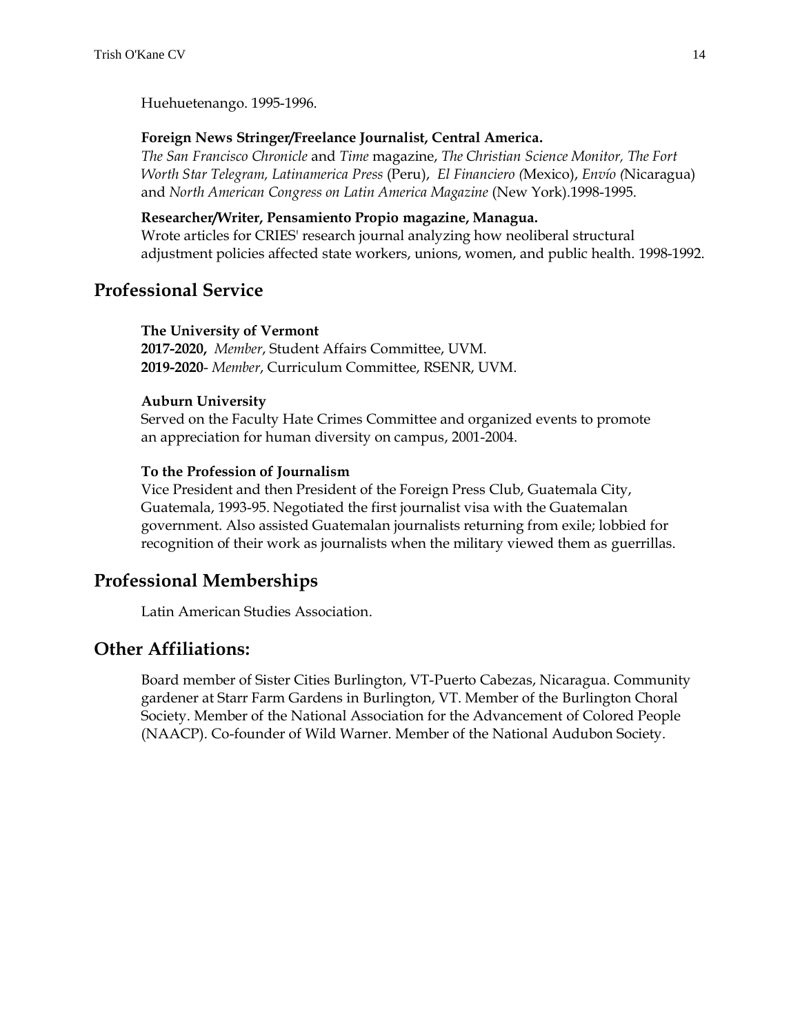Huehuetenango. 1995-1996.

**Foreign News Stringer/Freelance Journalist, Central America.**
*The San Francisco Chronicle* and *Time* magazine, *The Christian Science Monitor, The Fort Worth Star Telegram, Latinamerica Press* (Peru), *El Financiero (*Mexico), *Envío (*Nicaragua) and *North American Congress on Latin America Magazine* (New York).1998-1995.

**Researcher/Writer, Pensamiento Propio magazine, Managua.**
Wrote articles for CRIES' research journal analyzing how neoliberal structural adjustment policies affected state workers, unions, women, and public health. 1998-1992.

## Professional Service

**The University of Vermont**
**2017-2020,** *Member*, Student Affairs Committee, UVM.
**2019-2020**- *Member*, Curriculum Committee, RSENR, UVM.

**Auburn University**
Served on the Faculty Hate Crimes Committee and organized events to promote an appreciation for human diversity on campus, 2001-2004.

**To the Profession of Journalism**
Vice President and then President of the Foreign Press Club, Guatemala City, Guatemala, 1993-95. Negotiated the first journalist visa with the Guatemalan government. Also assisted Guatemalan journalists returning from exile; lobbied for recognition of their work as journalists when the military viewed them as guerrillas.

## Professional Memberships

Latin American Studies Association.

## Other Affiliations:

Board member of Sister Cities Burlington, VT-Puerto Cabezas, Nicaragua. Community gardener at Starr Farm Gardens in Burlington, VT. Member of the Burlington Choral Society. Member of the National Association for the Advancement of Colored People (NAACP). Co-founder of Wild Warner. Member of the National Audubon Society.